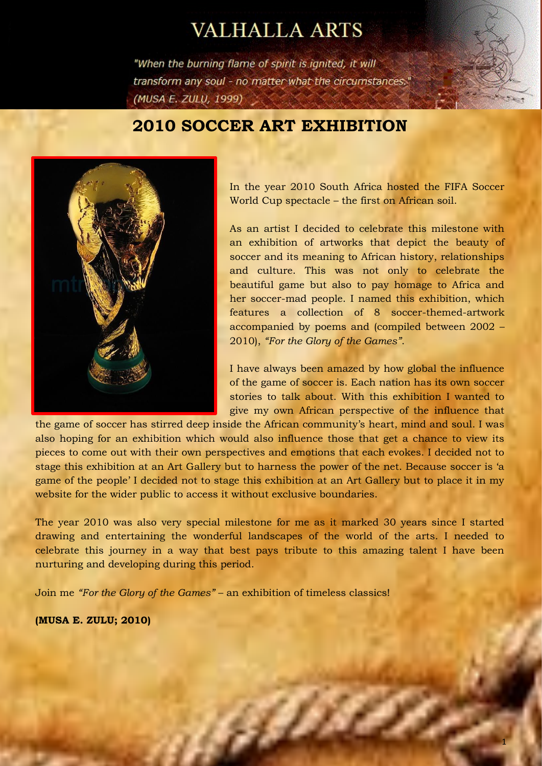# VALHALLA ARTS

*"When the burning flame of spirit is ignited, it will transform any soul - no matter what the circumstances."* *(MUSA E. ZULU, 1999)*

## 2010 SOCCER ART EXHIBITION

In the year 2010 South Africa hosted the FIFA Soccer World Cup spectacle – the first on African soil.

As an artist I decided to celebrate this milestone with an exhibition of artworks that depict the beauty of soccer and its meaning to African history, relationships and culture. This was not only to celebrate the beautiful game but also to pay homage to Africa and her soccer-mad people. I named this exhibition, which features a collection of 8 soccer-themed-artwork accompanied by poems and (compiled between 2002 – 2010), *"For the Glory of the Games"*.

I have always been amazed by how global the influence of the game of soccer is. Each nation has its own soccer stories to talk about. With this exhibition I wanted to give my own African perspective of the influence that the game of soccer has stirred deep inside the African community's heart, mind and soul. I was also hoping for an exhibition which would also influence those that get a chance to view its pieces to come out with their own perspectives and emotions that each evokes. I decided not to stage this exhibition at an Art Gallery but to harness the power of the net. Because soccer is 'a game of the people' I decided not to stage this exhibition at an Art Gallery but to place it in my website for the wider public to access it without exclusive boundaries.

The year 2010 was also very special milestone for me as it marked 30 years since I started drawing and entertaining the wonderful landscapes of the world of the arts. I needed to celebrate this journey in a way that best pays tribute to this amazing talent I have been nurturing and developing during this period.

Join me *"For the Glory of the Games"* – an exhibition of timeless classics!

**(MUSA E. ZULU; 2010)**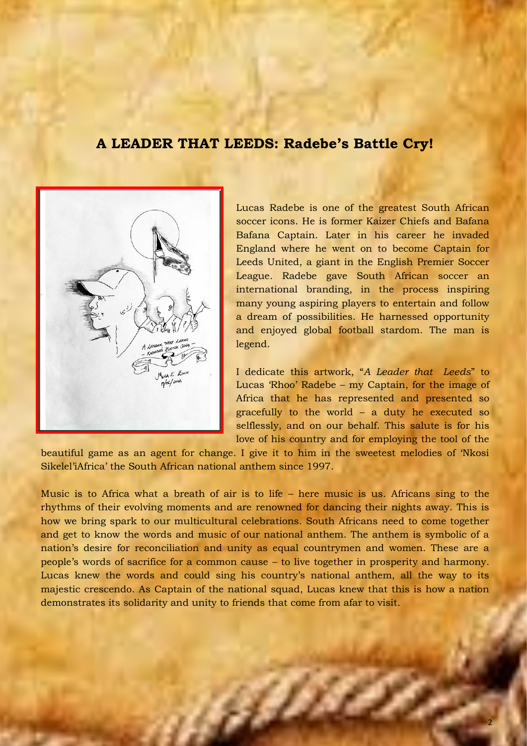# A LEADER THAT LEEDS: Radebe's Battle Cry!

Lucas Radebe is one of the greatest South African soccer icons. He is former Kaizer Chiefs and Bafana Bafana Captain. Later in his career he invaded England where he went on to become Captain for Leeds United, a giant in the English Premier Soccer League. Radebe gave South African soccer an international branding, in the process inspiring many young aspiring players to entertain and follow a dream of possibilities. He harnessed opportunity and enjoyed global football stardom. The man is legend.

I dedicate this artwork, "*A Leader that Leeds*" to Lucas 'Rhoo' Radebe – my Captain, for the image of Africa that he has represented and presented so gracefully to the world – a duty he executed so selflessly, and on our behalf. This salute is for his love of his country and for employing the tool of the beautiful game as an agent for change. I give it to him in the sweetest melodies of 'Nkosi Sikelel'iAfrica' the South African national anthem since 1997.

Music is to Africa what a breath of air is to life – here music is us. Africans sing to the rhythms of their evolving moments and are renowned for dancing their nights away. This is how we bring spark to our multicultural celebrations. South Africans need to come together and get to know the words and music of our national anthem. The anthem is symbolic of a nation's desire for reconciliation and unity as equal countrymen and women. These are a people's words of sacrifice for a common cause – to live together in prosperity and harmony. Lucas knew the words and could sing his country's national anthem, all the way to its majestic crescendo. As Captain of the national squad, Lucas knew that this is how a nation demonstrates its solidarity and unity to friends that come from afar to visit.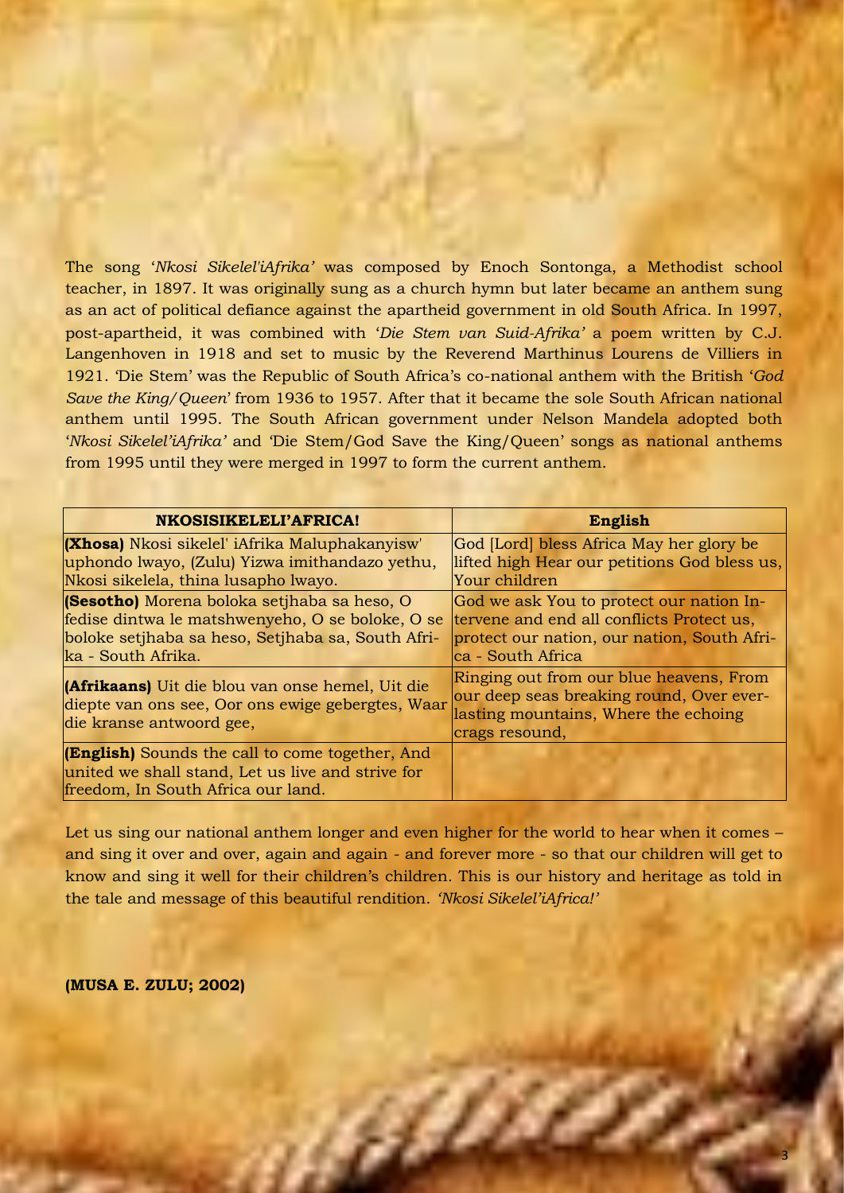The song '*Nkosi Sikelel'iAfrika'* was composed by Enoch Sontonga, a Methodist school teacher, in 1897. It was originally sung as a church hymn but later became an anthem sung as an act of political defiance against the apartheid government in old South Africa. In 1997, post-apartheid, it was combined with '*Die Stem van Suid-Afrika'* a poem written by C.J. Langenhoven in 1918 and set to music by the Reverend Marthinus Lourens de Villiers in 1921. 'Die Stem' was the Republic of South Africa's co-national anthem with the British '*God Save the King/Queen*' from 1936 to 1957. After that it became the sole South African national anthem until 1995. The South African government under Nelson Mandela adopted both '*Nkosi Sikelel'iAfrika'* and 'Die Stem/God Save the King/Queen' songs as national anthems from 1995 until they were merged in 1997 to form the current anthem.

| NKOSISIKELELI'AFRICA! | English |
|---|---|
| **(Xhosa)** Nkosi sikelel' iAfrika Maluphakanyisw' uphondo lwayo, (Zulu) Yizwa imithandazo yethu, Nkosi sikelela, thina lusapho lwayo. | God [Lord] bless Africa May her glory be lifted high Hear our petitions God bless us, Your children |
| **(Sesotho)** Morena boloka setjhaba sa heso, O fedise dintwa le matshwenyeho, O se boloke, O se boloke setjhaba sa heso, Setjhaba sa, South Afri-ka - South Afrika. | God we ask You to protect our nation In-tervene and end all conflicts Protect us, protect our nation, our nation, South Afri-ca - South Africa |
| **(Afrikaans)** Uit die blou van onse hemel, Uit die diepte van ons see, Oor ons ewige gebergtes, Waar die kranse antwoord gee, | Ringing out from our blue heavens, From our deep seas breaking round, Over ever-lasting mountains, Where the echoing crags resound, |
| **(English)** Sounds the call to come together, And united we shall stand, Let us live and strive for freedom, In South Africa our land. | |

Let us sing our national anthem longer and even higher for the world to hear when it comes – and sing it over and over, again and again - and forever more - so that our children will get to know and sing it well for their children's children. This is our history and heritage as told in the tale and message of this beautiful rendition. *'Nkosi Sikelel'iAfrica!'*

**(MUSA E. ZULU; 2002)**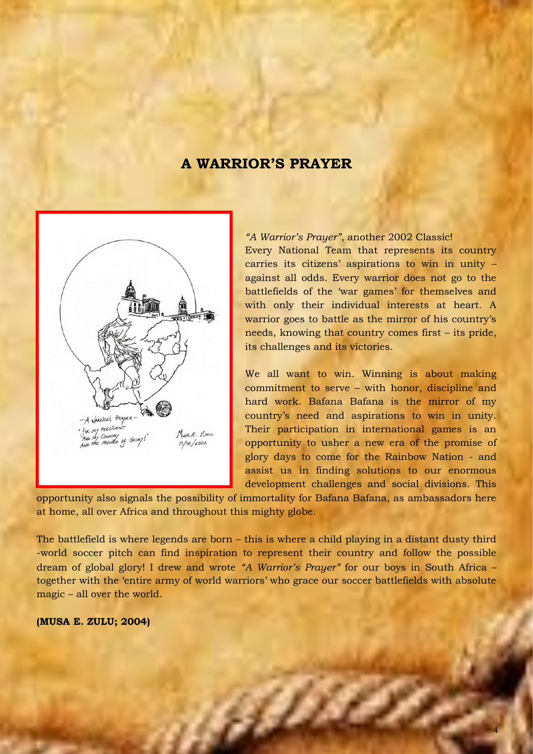# A WARRIOR'S PRAYER

*"A Warrior's Prayer"*, another 2002 Classic!
Every National Team that represents its country carries its citizens' aspirations to win in unity – against all odds. Every warrior does not go to the battlefields of the 'war games' for themselves and with only their individual interests at heart. A warrior goes to battle as the mirror of his country's needs, knowing that country comes first – its pride, its challenges and its victories.

We all want to win. Winning is about making commitment to serve – with honor, discipline and hard work. Bafana Bafana is the mirror of my country's need and aspirations to win in unity. Their participation in international games is an opportunity to usher a new era of the promise of glory days to come for the Rainbow Nation - and assist us in finding solutions to our enormous development challenges and social divisions. This opportunity also signals the possibility of immortality for Bafana Bafana, as ambassadors here at home, all over Africa and throughout this mighty globe.

The battlefield is where legends are born – this is where a child playing in a distant dusty third -world soccer pitch can find inspiration to represent their country and follow the possible dream of global glory! I drew and wrote *"A Warrior's Prayer"* for our boys in South Africa – together with the 'entire army of world warriors' who grace our soccer battlefields with absolute magic – all over the world.

**(MUSA E. ZULU; 2004)**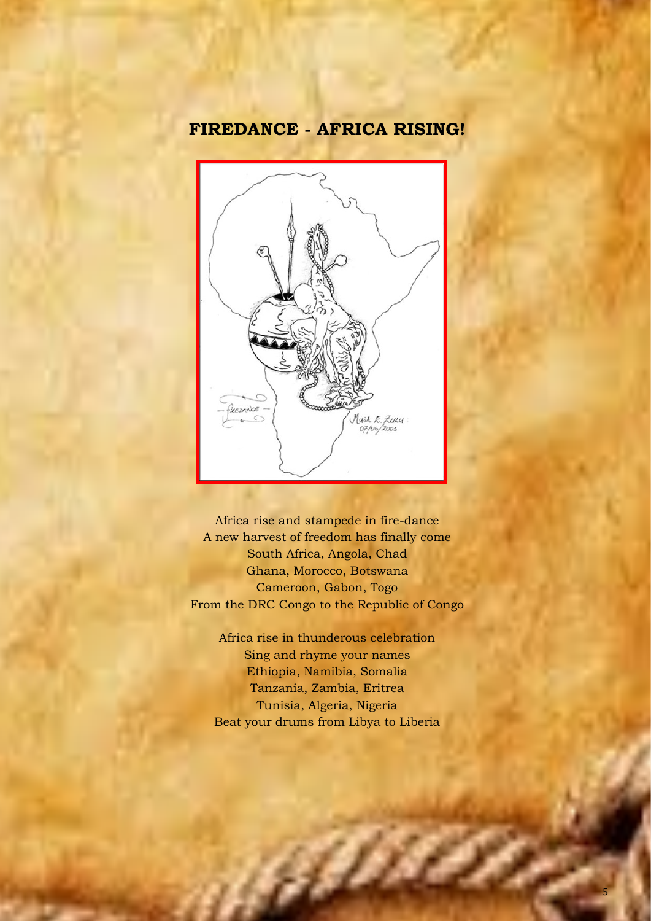# FIREDANCE - AFRICA RISING!

Africa rise and stampede in fire-dance
A new harvest of freedom has finally come
South Africa, Angola, Chad
Ghana, Morocco, Botswana
Cameroon, Gabon, Togo
From the DRC Congo to the Republic of Congo

Africa rise in thunderous celebration
Sing and rhyme your names
Ethiopia, Namibia, Somalia
Tanzania, Zambia, Eritrea
Tunisia, Algeria, Nigeria
Beat your drums from Libya to Liberia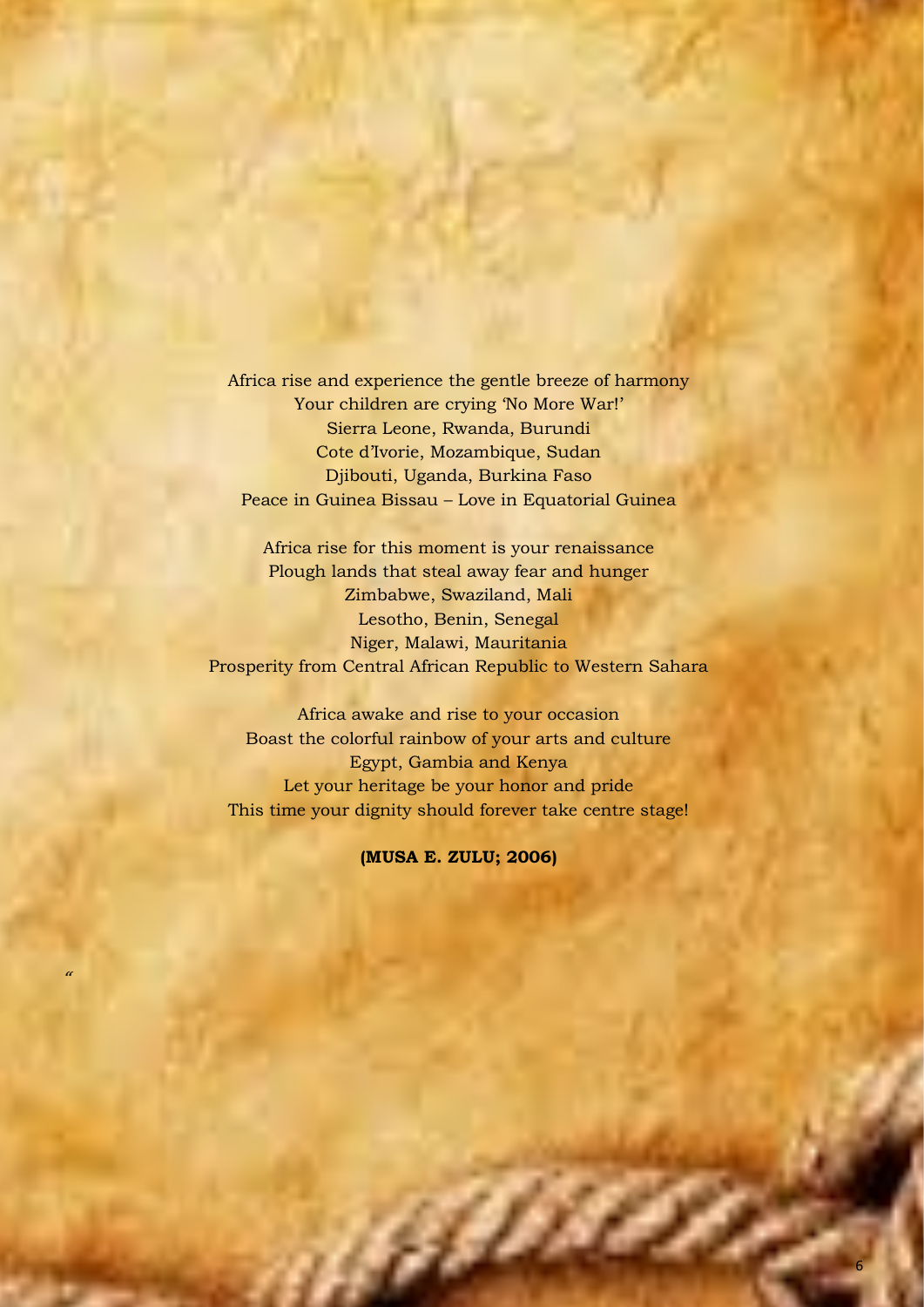Africa rise and experience the gentle breeze of harmony  
Your children are crying 'No More War!'  
Sierra Leone, Rwanda, Burundi  
Cote d'Ivorie, Mozambique, Sudan  
Djibouti, Uganda, Burkina Faso  
Peace in Guinea Bissau – Love in Equatorial Guinea

Africa rise for this moment is your renaissance  
Plough lands that steal away fear and hunger  
Zimbabwe, Swaziland, Mali  
Lesotho, Benin, Senegal  
Niger, Malawi, Mauritania  
Prosperity from Central African Republic to Western Sahara

Africa awake and rise to your occasion  
Boast the colorful rainbow of your arts and culture  
Egypt, Gambia and Kenya  
Let your heritage be your honor and pride  
This time your dignity should forever take centre stage!

**(MUSA E. ZULU; 2006)**

"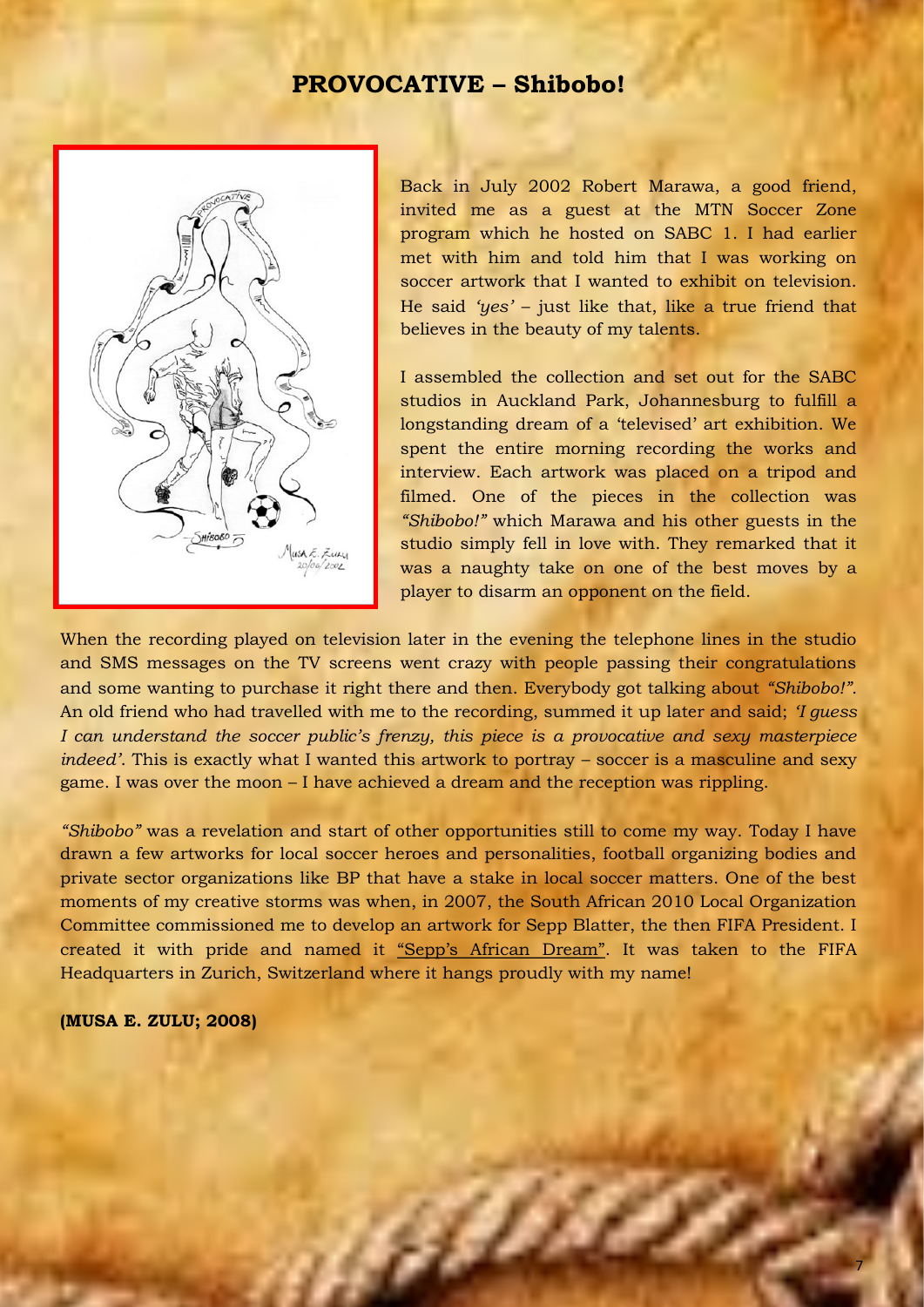## PROVOCATIVE – Shibobo!

Back in July 2002 Robert Marawa, a good friend, invited me as a guest at the MTN Soccer Zone program which he hosted on SABC 1. I had earlier met with him and told him that I was working on soccer artwork that I wanted to exhibit on television. He said *'yes'* – just like that, like a true friend that believes in the beauty of my talents.

I assembled the collection and set out for the SABC studios in Auckland Park, Johannesburg to fulfill a longstanding dream of a 'televised' art exhibition. We spent the entire morning recording the works and interview. Each artwork was placed on a tripod and filmed. One of the pieces in the collection was *"Shibobo!"* which Marawa and his other guests in the studio simply fell in love with. They remarked that it was a naughty take on one of the best moves by a player to disarm an opponent on the field.

When the recording played on television later in the evening the telephone lines in the studio and SMS messages on the TV screens went crazy with people passing their congratulations and some wanting to purchase it right there and then. Everybody got talking about *"Shibobo!"*. An old friend who had travelled with me to the recording, summed it up later and said; *'I guess I can understand the soccer public's frenzy, this piece is a provocative and sexy masterpiece indeed'*. This is exactly what I wanted this artwork to portray – soccer is a masculine and sexy game. I was over the moon – I have achieved a dream and the reception was rippling.

*"Shibobo"* was a revelation and start of other opportunities still to come my way. Today I have drawn a few artworks for local soccer heroes and personalities, football organizing bodies and private sector organizations like BP that have a stake in local soccer matters. One of the best moments of my creative storms was when, in 2007, the South African 2010 Local Organization Committee commissioned me to develop an artwork for Sepp Blatter, the then FIFA President. I created it with pride and named it "Sepp's African Dream". It was taken to the FIFA Headquarters in Zurich, Switzerland where it hangs proudly with my name!

**(MUSA E. ZULU; 2008)**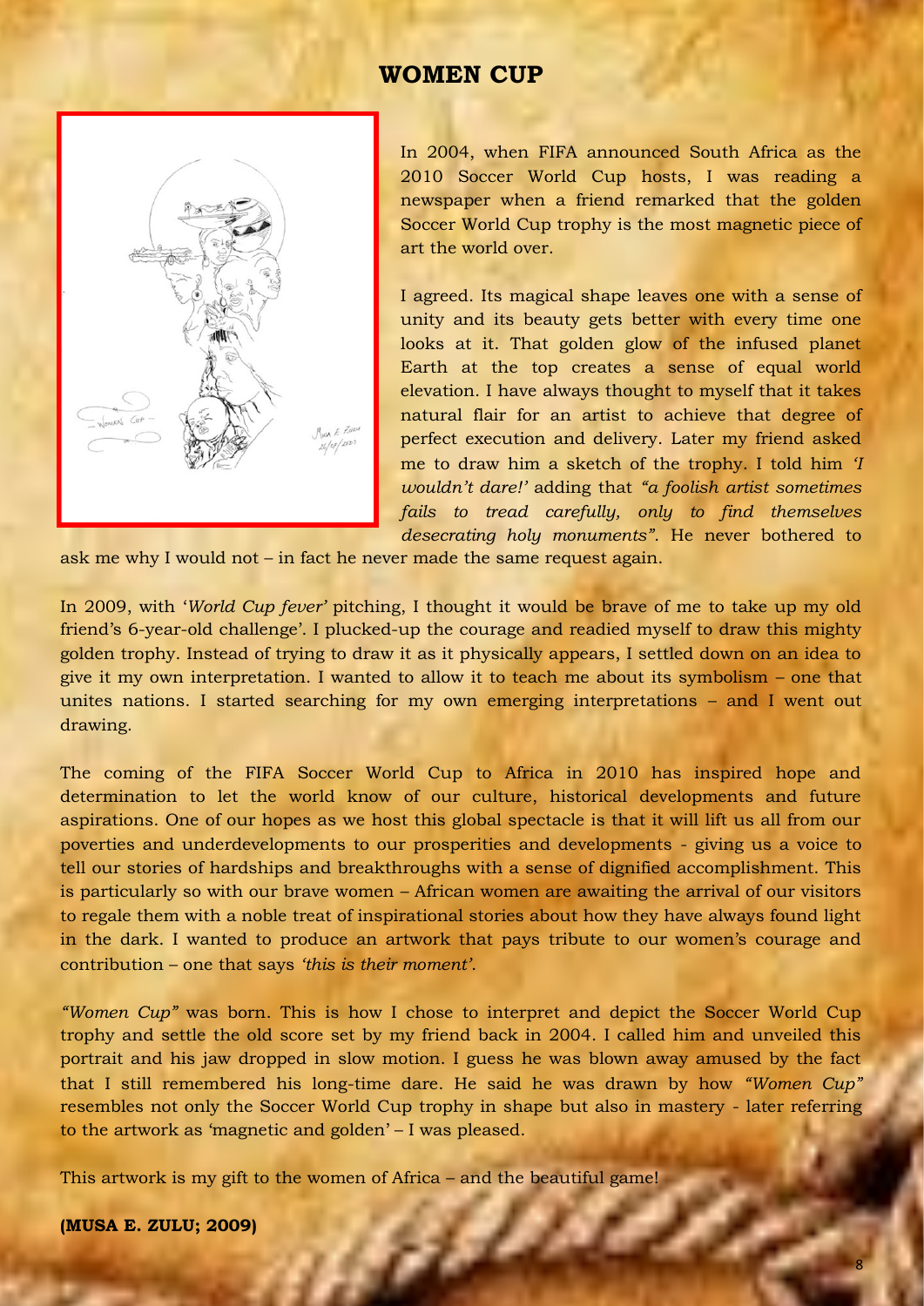# WOMEN CUP

In 2004, when FIFA announced South Africa as the 2010 Soccer World Cup hosts, I was reading a newspaper when a friend remarked that the golden Soccer World Cup trophy is the most magnetic piece of art the world over.

I agreed. Its magical shape leaves one with a sense of unity and its beauty gets better with every time one looks at it. That golden glow of the infused planet Earth at the top creates a sense of equal world elevation. I have always thought to myself that it takes natural flair for an artist to achieve that degree of perfect execution and delivery. Later my friend asked me to draw him a sketch of the trophy. I told him *'I wouldn't dare!'* adding that *"a foolish artist sometimes fails to tread carefully, only to find themselves desecrating holy monuments"*. He never bothered to ask me why I would not – in fact he never made the same request again.

In 2009, with '*World Cup fever'* pitching, I thought it would be brave of me to take up my old friend's 6-year-old challenge'. I plucked-up the courage and readied myself to draw this mighty golden trophy. Instead of trying to draw it as it physically appears, I settled down on an idea to give it my own interpretation. I wanted to allow it to teach me about its symbolism – one that unites nations. I started searching for my own emerging interpretations – and I went out drawing.

The coming of the FIFA Soccer World Cup to Africa in 2010 has inspired hope and determination to let the world know of our culture, historical developments and future aspirations. One of our hopes as we host this global spectacle is that it will lift us all from our poverties and underdevelopments to our prosperities and developments - giving us a voice to tell our stories of hardships and breakthroughs with a sense of dignified accomplishment. This is particularly so with our brave women – African women are awaiting the arrival of our visitors to regale them with a noble treat of inspirational stories about how they have always found light in the dark. I wanted to produce an artwork that pays tribute to our women's courage and contribution – one that says *'this is their moment'*.

*"Women Cup"* was born. This is how I chose to interpret and depict the Soccer World Cup trophy and settle the old score set by my friend back in 2004. I called him and unveiled this portrait and his jaw dropped in slow motion. I guess he was blown away amused by the fact that I still remembered his long-time dare. He said he was drawn by how *"Women Cup"* resembles not only the Soccer World Cup trophy in shape but also in mastery - later referring to the artwork as 'magnetic and golden' – I was pleased.

This artwork is my gift to the women of Africa – and the beautiful game!

**(MUSA E. ZULU; 2009)**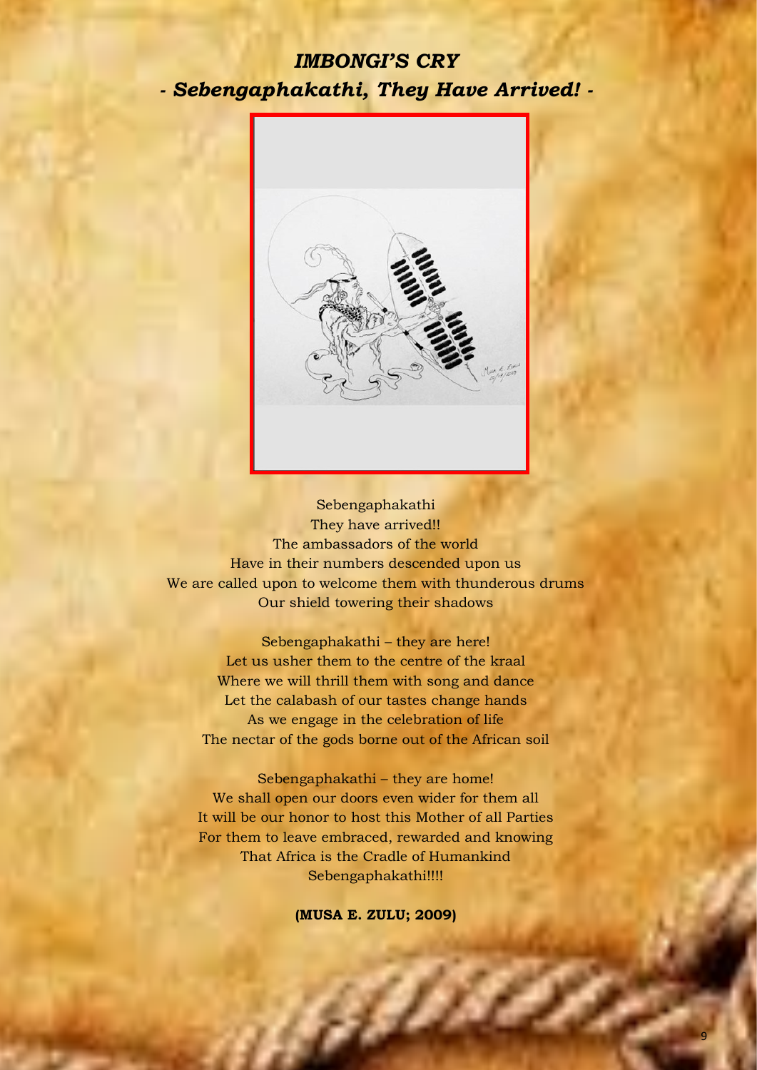## *IMBONGI'S CRY*

## *- Sebengaphakathi, They Have Arrived! -*

Sebengaphakathi
They have arrived!!
The ambassadors of the world
Have in their numbers descended upon us
We are called upon to welcome them with thunderous drums
Our shield towering their shadows

Sebengaphakathi – they are here!
Let us usher them to the centre of the kraal
Where we will thrill them with song and dance
Let the calabash of our tastes change hands
As we engage in the celebration of life
The nectar of the gods borne out of the African soil

Sebengaphakathi – they are home!
We shall open our doors even wider for them all
It will be our honor to host this Mother of all Parties
For them to leave embraced, rewarded and knowing
That Africa is the Cradle of Humankind
Sebengaphakathi!!!!

**(MUSA E. ZULU; 2009)**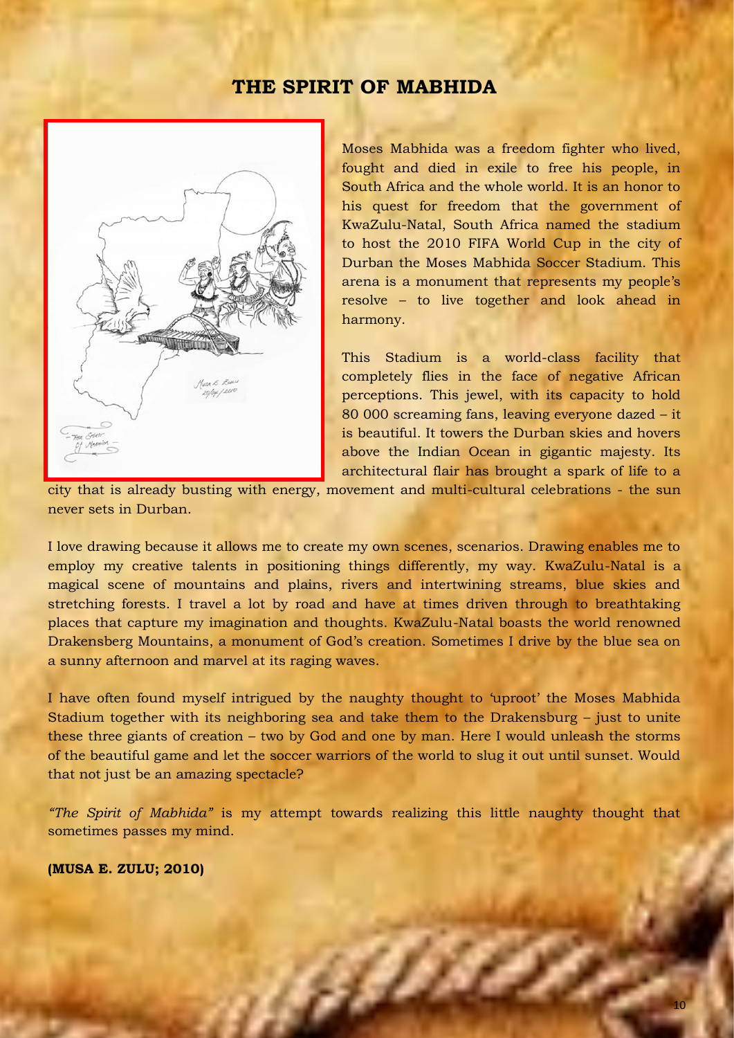# THE SPIRIT OF MABHIDA

Moses Mabhida was a freedom fighter who lived, fought and died in exile to free his people, in South Africa and the whole world. It is an honor to his quest for freedom that the government of KwaZulu-Natal, South Africa named the stadium to host the 2010 FIFA World Cup in the city of Durban the Moses Mabhida Soccer Stadium. This arena is a monument that represents my people's resolve – to live together and look ahead in harmony.

This Stadium is a world-class facility that completely flies in the face of negative African perceptions. This jewel, with its capacity to hold 80 000 screaming fans, leaving everyone dazed – it is beautiful. It towers the Durban skies and hovers above the Indian Ocean in gigantic majesty. Its architectural flair has brought a spark of life to a city that is already busting with energy, movement and multi-cultural celebrations - the sun never sets in Durban.

I love drawing because it allows me to create my own scenes, scenarios. Drawing enables me to employ my creative talents in positioning things differently, my way. KwaZulu-Natal is a magical scene of mountains and plains, rivers and intertwining streams, blue skies and stretching forests. I travel a lot by road and have at times driven through to breathtaking places that capture my imagination and thoughts. KwaZulu-Natal boasts the world renowned Drakensberg Mountains, a monument of God's creation. Sometimes I drive by the blue sea on a sunny afternoon and marvel at its raging waves.

I have often found myself intrigued by the naughty thought to 'uproot' the Moses Mabhida Stadium together with its neighboring sea and take them to the Drakensburg – just to unite these three giants of creation – two by God and one by man. Here I would unleash the storms of the beautiful game and let the soccer warriors of the world to slug it out until sunset. Would that not just be an amazing spectacle?

*"The Spirit of Mabhida"* is my attempt towards realizing this little naughty thought that sometimes passes my mind.

**(MUSA E. ZULU; 2010)**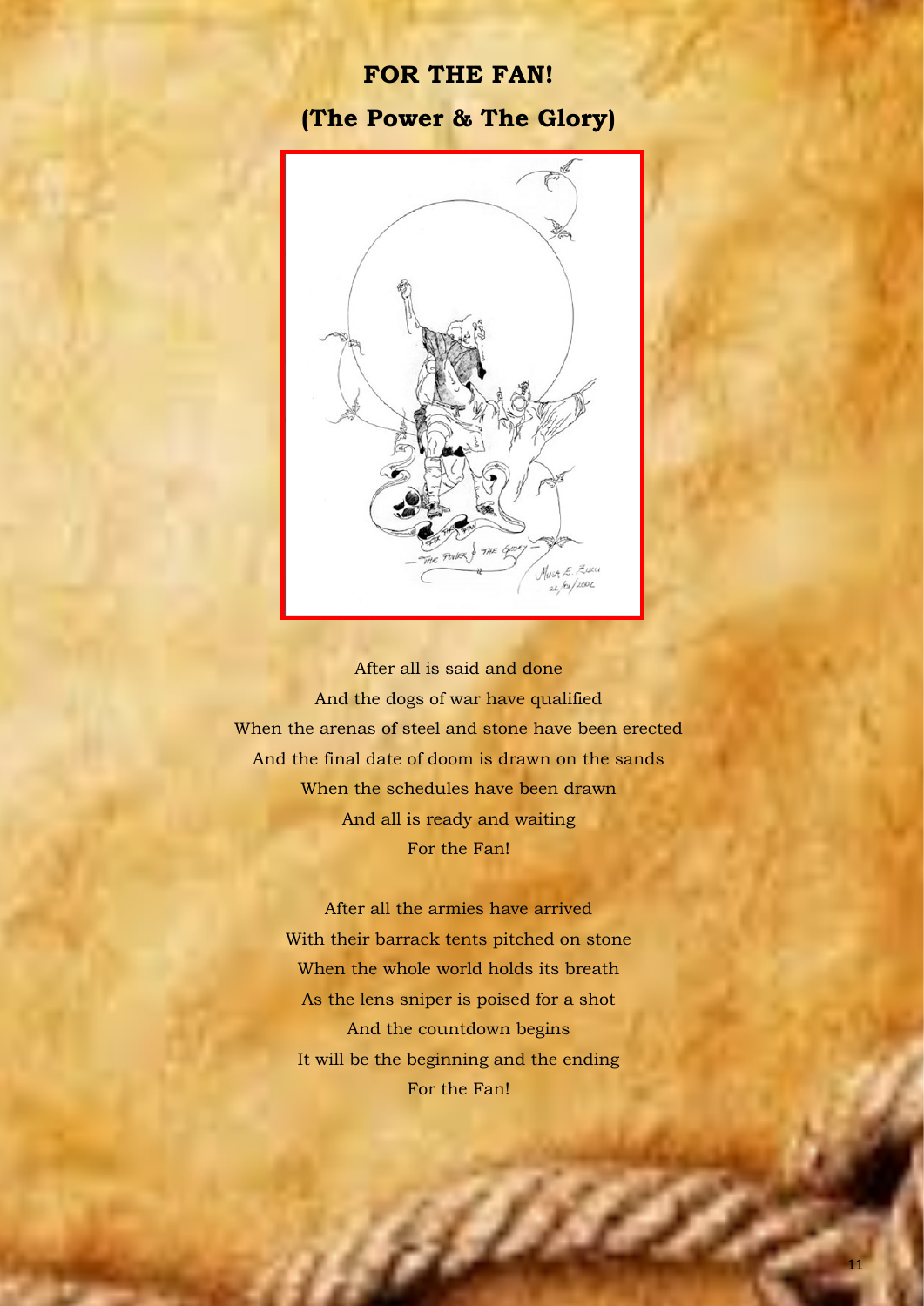# FOR THE FAN!

## (The Power & The Glory)

After all is said and done
And the dogs of war have qualified
When the arenas of steel and stone have been erected
And the final date of doom is drawn on the sands
When the schedules have been drawn
And all is ready and waiting
For the Fan!

After all the armies have arrived
With their barrack tents pitched on stone
When the whole world holds its breath
As the lens sniper is poised for a shot
And the countdown begins
It will be the beginning and the ending
For the Fan!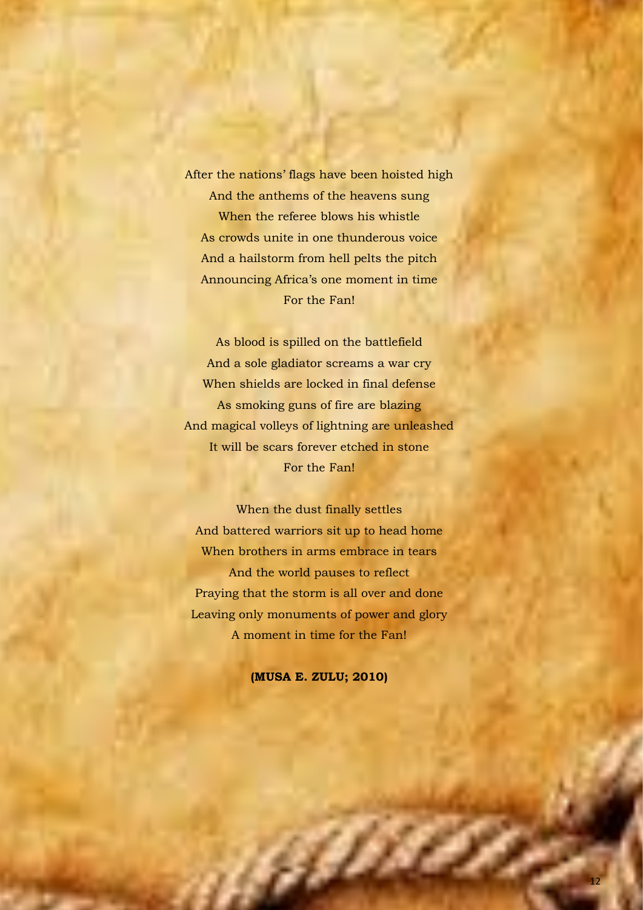After the nations' flags have been hoisted high
And the anthems of the heavens sung
When the referee blows his whistle
As crowds unite in one thunderous voice
And a hailstorm from hell pelts the pitch
Announcing Africa's one moment in time
For the Fan!

As blood is spilled on the battlefield
And a sole gladiator screams a war cry
When shields are locked in final defense
As smoking guns of fire are blazing
And magical volleys of lightning are unleashed
It will be scars forever etched in stone
For the Fan!

When the dust finally settles
And battered warriors sit up to head home
When brothers in arms embrace in tears
And the world pauses to reflect
Praying that the storm is all over and done
Leaving only monuments of power and glory
A moment in time for the Fan!

**(MUSA E. ZULU; 2010)**